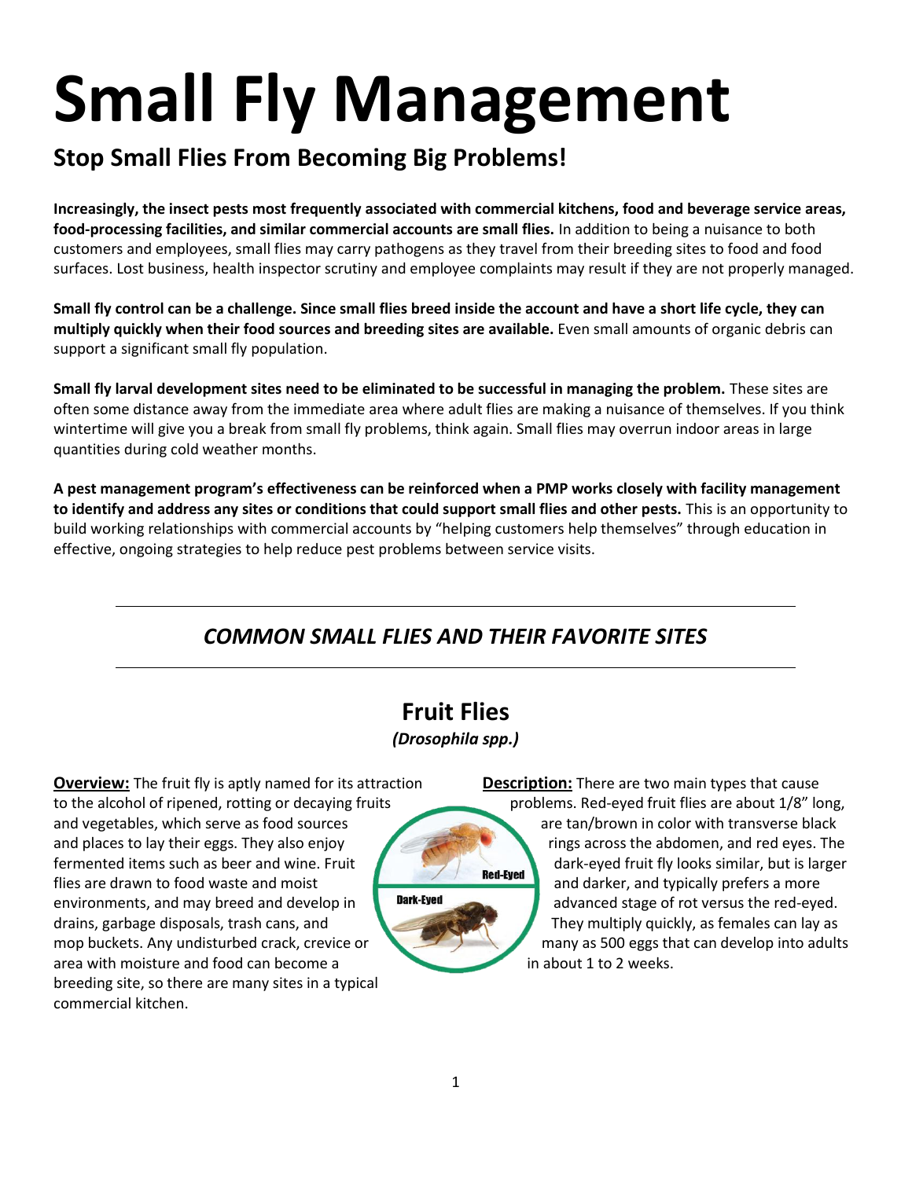# Small Fly Management

## Stop Small Flies From Becoming Big Problems!

**Increasingly, the insect pests most frequently associated with commercial kitchens, food and beverage service areas, food-processing facilities, and similar commercial accounts are small flies.** In addition to being a nuisance to both customers and employees, small flies may carry pathogens as they travel from their breeding sites to food and food surfaces. Lost business, health inspector scrutiny and employee complaints may result if they are not properly managed.

**Small fly control can be a challenge. Since small flies breed inside the account and have a short life cycle, they can multiply quickly when their food sources and breeding sites are available.** Even small amounts of organic debris can support a significant small fly population.

**Small fly larval development sites need to be eliminated to be successful in managing the problem.** These sites are often some distance away from the immediate area where adult flies are making a nuisance of themselves. If you think wintertime will give you a break from small fly problems, think again. Small flies may overrun indoor areas in large quantities during cold weather months.

**A pest management program's effectiveness can be reinforced when a PMP works closely with facility management to identify and address any sites or conditions that could support small flies and other pests.** This is an opportunity to build working relationships with commercial accounts by "helping customers help themselves" through education in effective, ongoing strategies to help reduce pest problems between service visits.

---

## *COMMON SMALL FLIES AND THEIR FAVORITE SITES*

---

### Fruit Flies

***(Drosophila spp.)***

**Overview:** The fruit fly is aptly named for its attraction to the alcohol of ripened, rotting or decaying fruits and vegetables, which serve as food sources and places to lay their eggs. They also enjoy fermented items such as beer and wine. Fruit flies are drawn to food waste and moist environments, and may breed and develop in drains, garbage disposals, trash cans, and mop buckets. Any undisturbed crack, crevice or area with moisture and food can become a breeding site, so there are many sites in a typical commercial kitchen.

Red-Eyed

Dark-Eyed

**Description:** There are two main types that cause problems. Red-eyed fruit flies are about 1/8" long, are tan/brown in color with transverse black rings across the abdomen, and red eyes. The dark-eyed fruit fly looks similar, but is larger and darker, and typically prefers a more advanced stage of rot versus the red-eyed. They multiply quickly, as females can lay as many as 500 eggs that can develop into adults in about 1 to 2 weeks.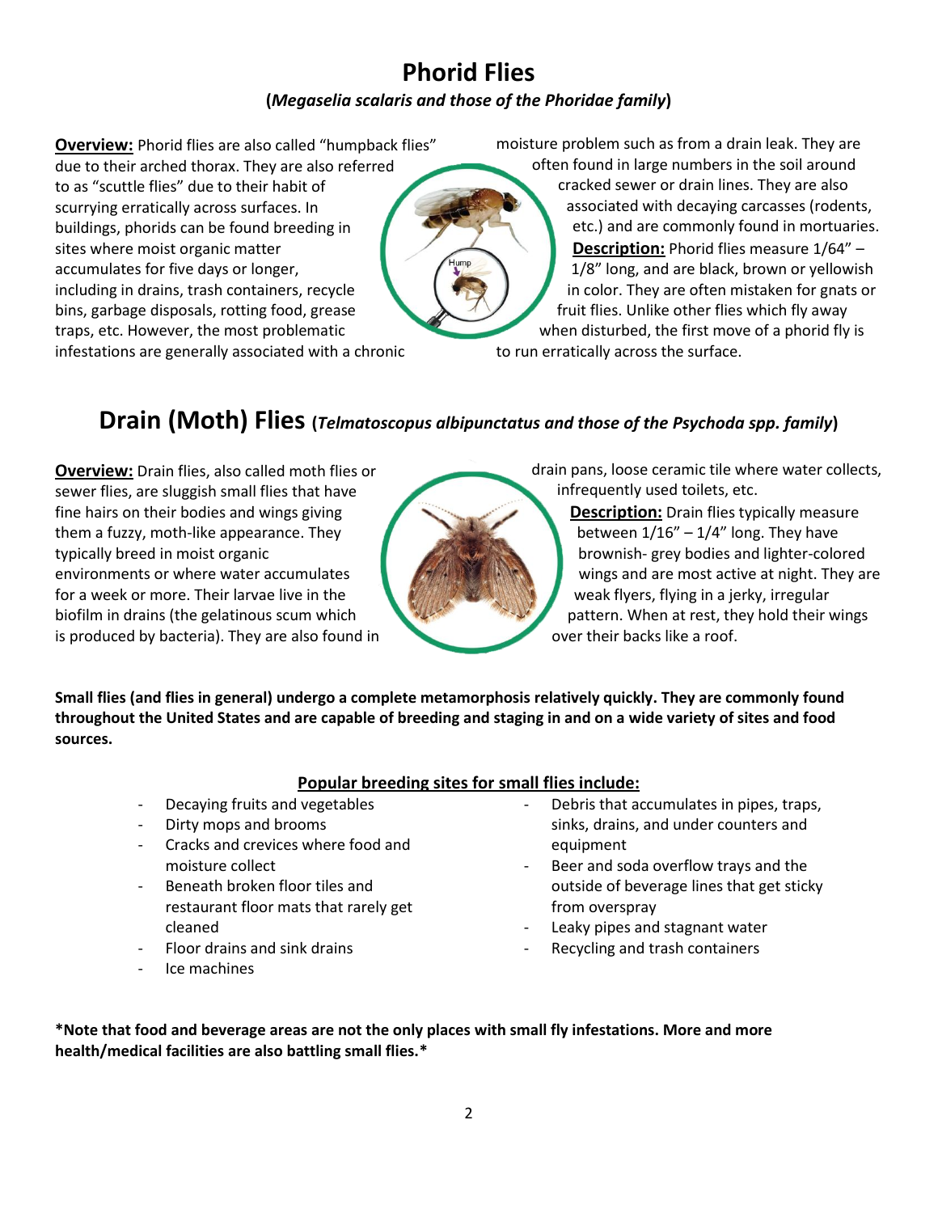# Phorid Flies

**(*Megaselia scalaris and those of the Phoridae family*)**

**Overview:** Phorid flies are also called "humpback flies" due to their arched thorax. They are also referred to as "scuttle flies" due to their habit of scurrying erratically across surfaces. In buildings, phorids can be found breeding in sites where moist organic matter accumulates for five days or longer, including in drains, trash containers, recycle bins, garbage disposals, rotting food, grease traps, etc. However, the most problematic infestations are generally associated with a chronic moisture problem such as from a drain leak. They are often found in large numbers in the soil around cracked sewer or drain lines. They are also associated with decaying carcasses (rodents, etc.) and are commonly found in mortuaries.

**Description:** Phorid flies measure 1/64" – 1/8" long, and are black, brown or yellowish in color. They are often mistaken for gnats or fruit flies. Unlike other flies which fly away when disturbed, the first move of a phorid fly is to run erratically across the surface.

# Drain (Moth) Flies (*Telmatoscopus albipunctatus and those of the Psychoda spp. family*)

**Overview:** Drain flies, also called moth flies or sewer flies, are sluggish small flies that have fine hairs on their bodies and wings giving them a fuzzy, moth-like appearance. They typically breed in moist organic environments or where water accumulates for a week or more. Their larvae live in the biofilm in drains (the gelatinous scum which is produced by bacteria). They are also found in drain pans, loose ceramic tile where water collects, infrequently used toilets, etc.

**Description:** Drain flies typically measure between 1/16" – 1/4" long. They have brownish- grey bodies and lighter-colored wings and are most active at night. They are weak flyers, flying in a jerky, irregular pattern. When at rest, they hold their wings over their backs like a roof.

**Small flies (and flies in general) undergo a complete metamorphosis relatively quickly. They are commonly found throughout the United States and are capable of breeding and staging in and on a wide variety of sites and food sources.**

**Popular breeding sites for small flies include:**

- Decaying fruits and vegetables
- Dirty mops and brooms
- Cracks and crevices where food and moisture collect
- Beneath broken floor tiles and restaurant floor mats that rarely get cleaned
- Floor drains and sink drains
- Ice machines
- Debris that accumulates in pipes, traps, sinks, drains, and under counters and equipment
- Beer and soda overflow trays and the outside of beverage lines that get sticky from overspray
- Leaky pipes and stagnant water
- Recycling and trash containers

**\*Note that food and beverage areas are not the only places with small fly infestations. More and more health/medical facilities are also battling small flies.\***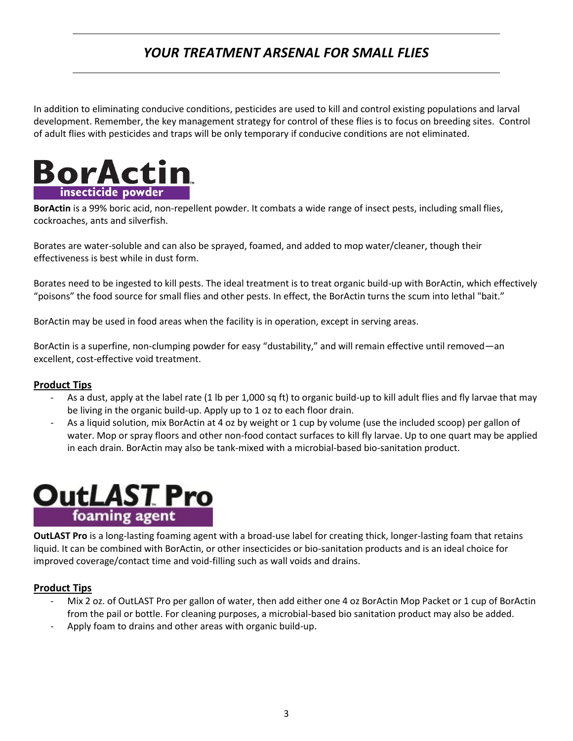## *YOUR TREATMENT ARSENAL FOR SMALL FLIES*

In addition to eliminating conducive conditions, pesticides are used to kill and control existing populations and larval development. Remember, the key management strategy for control of these flies is to focus on breeding sites. Control of adult flies with pesticides and traps will be only temporary if conducive conditions are not eliminated.

## BorActin™ insecticide powder

**BorActin** is a 99% boric acid, non-repellent powder. It combats a wide range of insect pests, including small flies, cockroaches, ants and silverfish.

Borates are water-soluble and can also be sprayed, foamed, and added to mop water/cleaner, though their effectiveness is best while in dust form.

Borates need to be ingested to kill pests. The ideal treatment is to treat organic build-up with BorActin, which effectively "poisons" the food source for small flies and other pests. In effect, the BorActin turns the scum into lethal "bait."

BorActin may be used in food areas when the facility is in operation, except in serving areas.

BorActin is a superfine, non-clumping powder for easy "dustability," and will remain effective until removed—an excellent, cost-effective void treatment.

### Product Tips

- As a dust, apply at the label rate (1 lb per 1,000 sq ft) to organic build-up to kill adult flies and fly larvae that may be living in the organic build-up. Apply up to 1 oz to each floor drain.
- As a liquid solution, mix BorActin at 4 oz by weight or 1 cup by volume (use the included scoop) per gallon of water. Mop or spray floors and other non-food contact surfaces to kill fly larvae. Up to one quart may be applied in each drain. BorActin may also be tank-mixed with a microbial-based bio-sanitation product.

## Out*LAST*™ Pro foaming agent

**OutLAST Pro** is a long-lasting foaming agent with a broad-use label for creating thick, longer-lasting foam that retains liquid. It can be combined with BorActin, or other insecticides or bio-sanitation products and is an ideal choice for improved coverage/contact time and void-filling such as wall voids and drains.

### Product Tips

- Mix 2 oz. of OutLAST Pro per gallon of water, then add either one 4 oz BorActin Mop Packet or 1 cup of BorActin from the pail or bottle. For cleaning purposes, a microbial-based bio sanitation product may also be added.
- Apply foam to drains and other areas with organic build-up.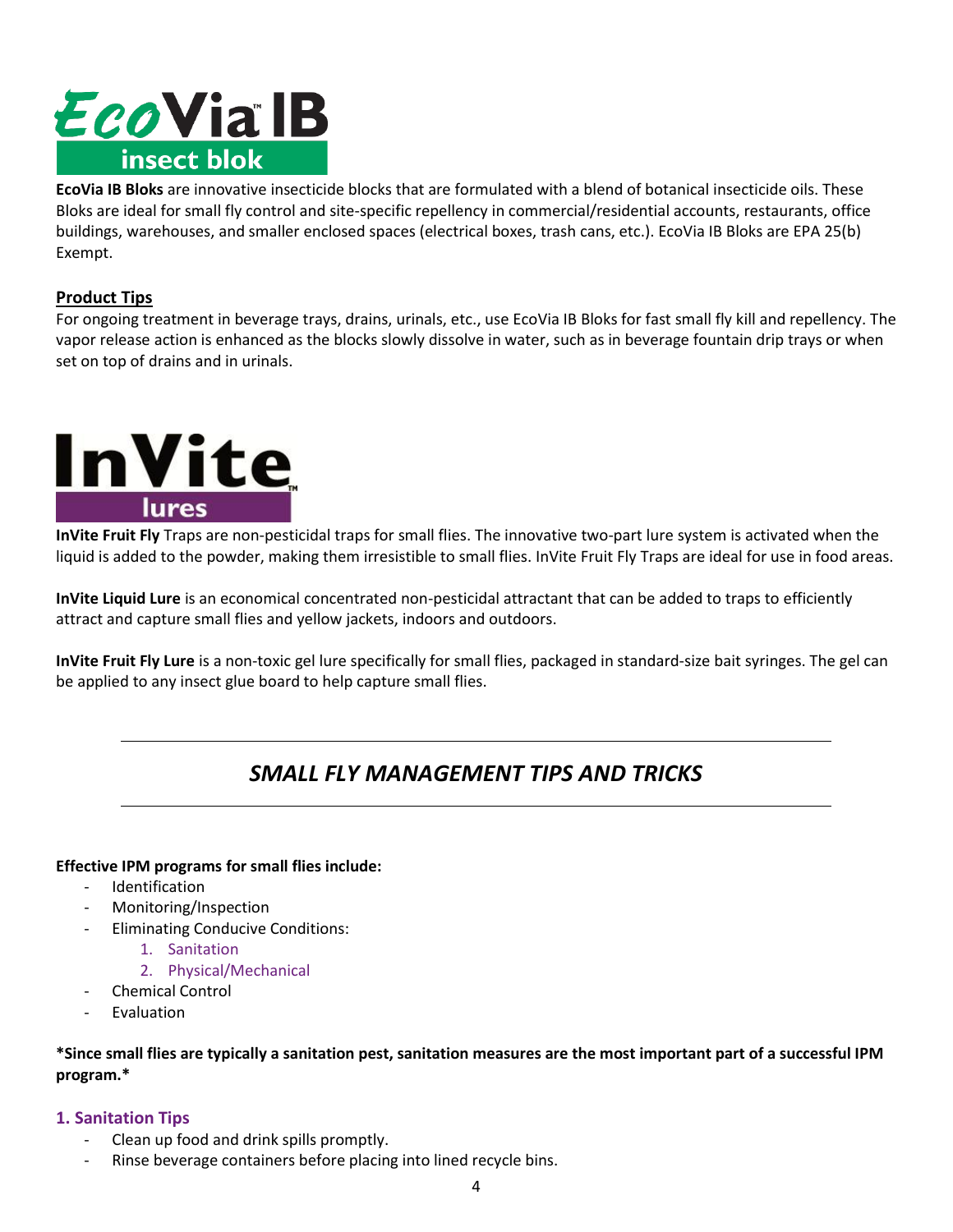# EcoVia IB insect blok

**EcoVia IB Bloks** are innovative insecticide blocks that are formulated with a blend of botanical insecticide oils. These Bloks are ideal for small fly control and site-specific repellency in commercial/residential accounts, restaurants, office buildings, warehouses, and smaller enclosed spaces (electrical boxes, trash cans, etc.). EcoVia IB Bloks are EPA 25(b) Exempt.

**Product Tips**

For ongoing treatment in beverage trays, drains, urinals, etc., use EcoVia IB Bloks for fast small fly kill and repellency. The vapor release action is enhanced as the blocks slowly dissolve in water, such as in beverage fountain drip trays or when set on top of drains and in urinals.

# InVite lures

**InVite Fruit Fly** Traps are non-pesticidal traps for small flies. The innovative two-part lure system is activated when the liquid is added to the powder, making them irresistible to small flies. InVite Fruit Fly Traps are ideal for use in food areas.

**InVite Liquid Lure** is an economical concentrated non-pesticidal attractant that can be added to traps to efficiently attract and capture small flies and yellow jackets, indoors and outdoors.

**InVite Fruit Fly Lure** is a non-toxic gel lure specifically for small flies, packaged in standard-size bait syringes. The gel can be applied to any insect glue board to help capture small flies.

---

## *SMALL FLY MANAGEMENT TIPS AND TRICKS*

---

**Effective IPM programs for small flies include:**

- Identification
- Monitoring/Inspection
- Eliminating Conducive Conditions:
  1. Sanitation
  2. Physical/Mechanical
- Chemical Control
- Evaluation

**\*Since small flies are typically a sanitation pest, sanitation measures are the most important part of a successful IPM program.\***

### 1. Sanitation Tips

- Clean up food and drink spills promptly.
- Rinse beverage containers before placing into lined recycle bins.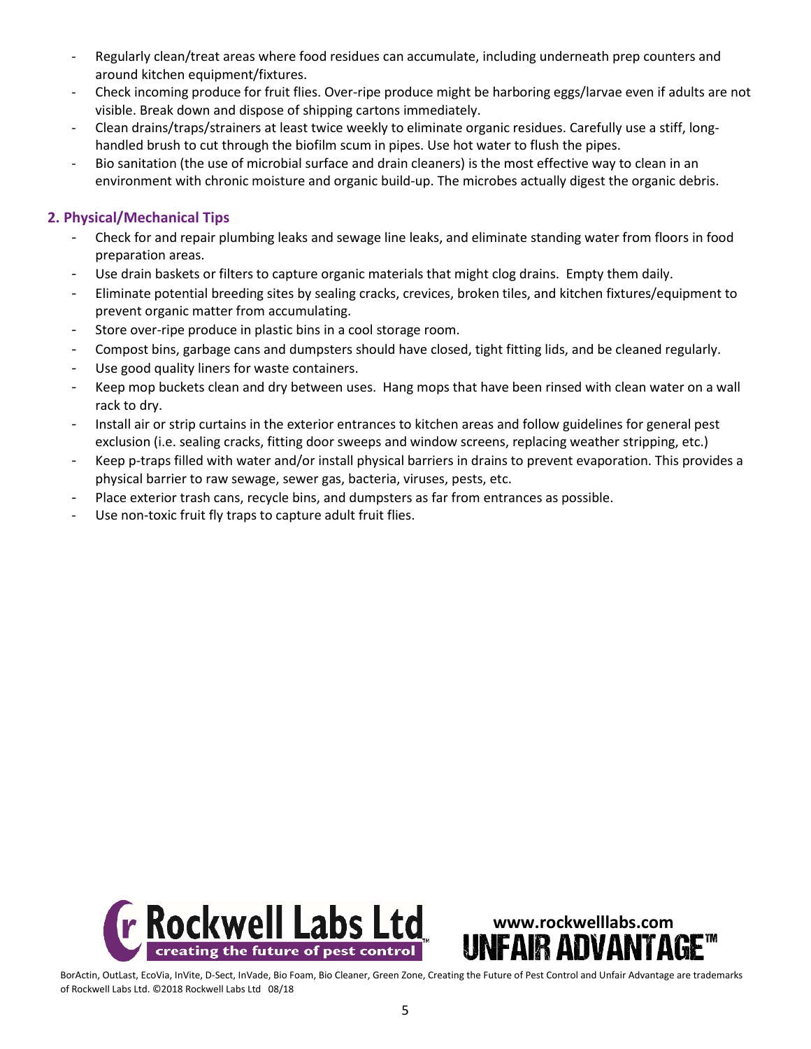- Regularly clean/treat areas where food residues can accumulate, including underneath prep counters and around kitchen equipment/fixtures.
- Check incoming produce for fruit flies. Over-ripe produce might be harboring eggs/larvae even if adults are not visible. Break down and dispose of shipping cartons immediately.
- Clean drains/traps/strainers at least twice weekly to eliminate organic residues. Carefully use a stiff, long-handled brush to cut through the biofilm scum in pipes. Use hot water to flush the pipes.
- Bio sanitation (the use of microbial surface and drain cleaners) is the most effective way to clean in an environment with chronic moisture and organic build-up. The microbes actually digest the organic debris.

## 2. Physical/Mechanical Tips

- Check for and repair plumbing leaks and sewage line leaks, and eliminate standing water from floors in food preparation areas.
- Use drain baskets or filters to capture organic materials that might clog drains. Empty them daily.
- Eliminate potential breeding sites by sealing cracks, crevices, broken tiles, and kitchen fixtures/equipment to prevent organic matter from accumulating.
- Store over-ripe produce in plastic bins in a cool storage room.
- Compost bins, garbage cans and dumpsters should have closed, tight fitting lids, and be cleaned regularly.
- Use good quality liners for waste containers.
- Keep mop buckets clean and dry between uses. Hang mops that have been rinsed with clean water on a wall rack to dry.
- Install air or strip curtains in the exterior entrances to kitchen areas and follow guidelines for general pest exclusion (i.e. sealing cracks, fitting door sweeps and window screens, replacing weather stripping, etc.)
- Keep p-traps filled with water and/or install physical barriers in drains to prevent evaporation. This provides a physical barrier to raw sewage, sewer gas, bacteria, viruses, pests, etc.
- Place exterior trash cans, recycle bins, and dumpsters as far from entrances as possible.
- Use non-toxic fruit fly traps to capture adult fruit flies.

Rockwell Labs Ltd™
creating the future of pest control

www.rockwelllabs.com
UNFAIR ADVANTAGE™

BorActin, OutLast, EcoVia, InVite, D-Sect, InVade, Bio Foam, Bio Cleaner, Green Zone, Creating the Future of Pest Control and Unfair Advantage are trademarks of Rockwell Labs Ltd. ©2018 Rockwell Labs Ltd 08/18